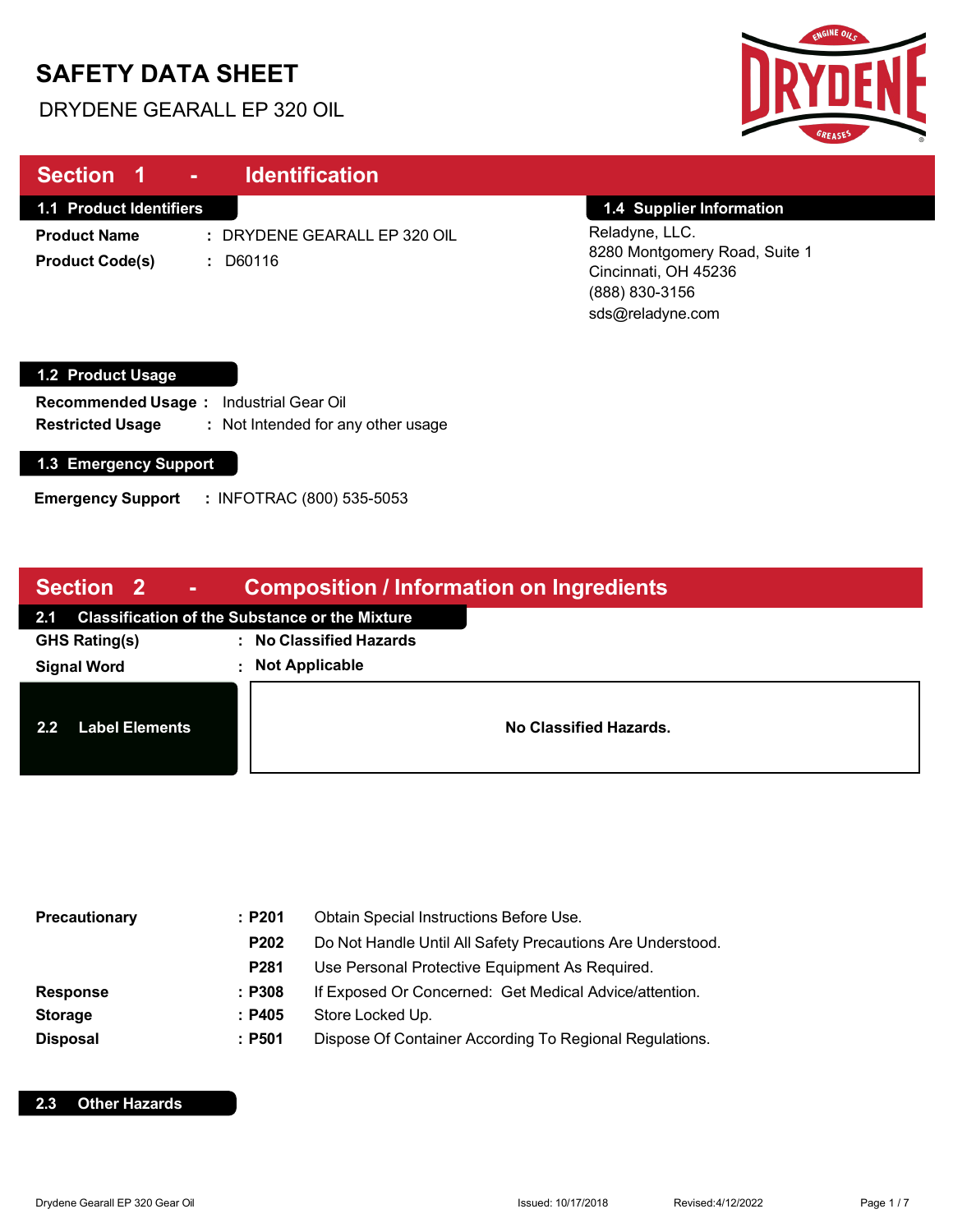# SAFETY DATA SHEET

DRYDENE GEARALL EP 320 OIL

## Section 1 - Identification

### 1.1 Product Identifiers

**Product Name** : DRYDENE GEARALL EP 320 OIL

**Product Code(s)** : D60116

### 1.4 Supplier Information

Reladyne, LLC.
8280 Montgomery Road, Suite 1
Cincinnati, OH 45236
(888) 830-3156
sds@reladyne.com

### 1.2 Product Usage

**Recommended Usage** : Industrial Gear Oil

**Restricted Usage** : Not Intended for any other usage

### 1.3 Emergency Support

**Emergency Support** : INFOTRAC (800) 535-5053

## Section 2 - Composition / Information on Ingredients

### 2.1 Classification of the Substance or the Mixture

**GHS Rating(s)** : **No Classified Hazards**

**Signal Word** : **Not Applicable**

### 2.2 Label Elements

**No Classified Hazards.**

| | | |
|---|---|---|
| **Precautionary** | : **P201** | Obtain Special Instructions Before Use. |
| | **P202** | Do Not Handle Until All Safety Precautions Are Understood. |
| | **P281** | Use Personal Protective Equipment As Required. |
| **Response** | : **P308** | If Exposed Or Concerned: Get Medical Advice/attention. |
| **Storage** | : **P405** | Store Locked Up. |
| **Disposal** | : **P501** | Dispose Of Container According To Regional Regulations. |

### 2.3 Other Hazards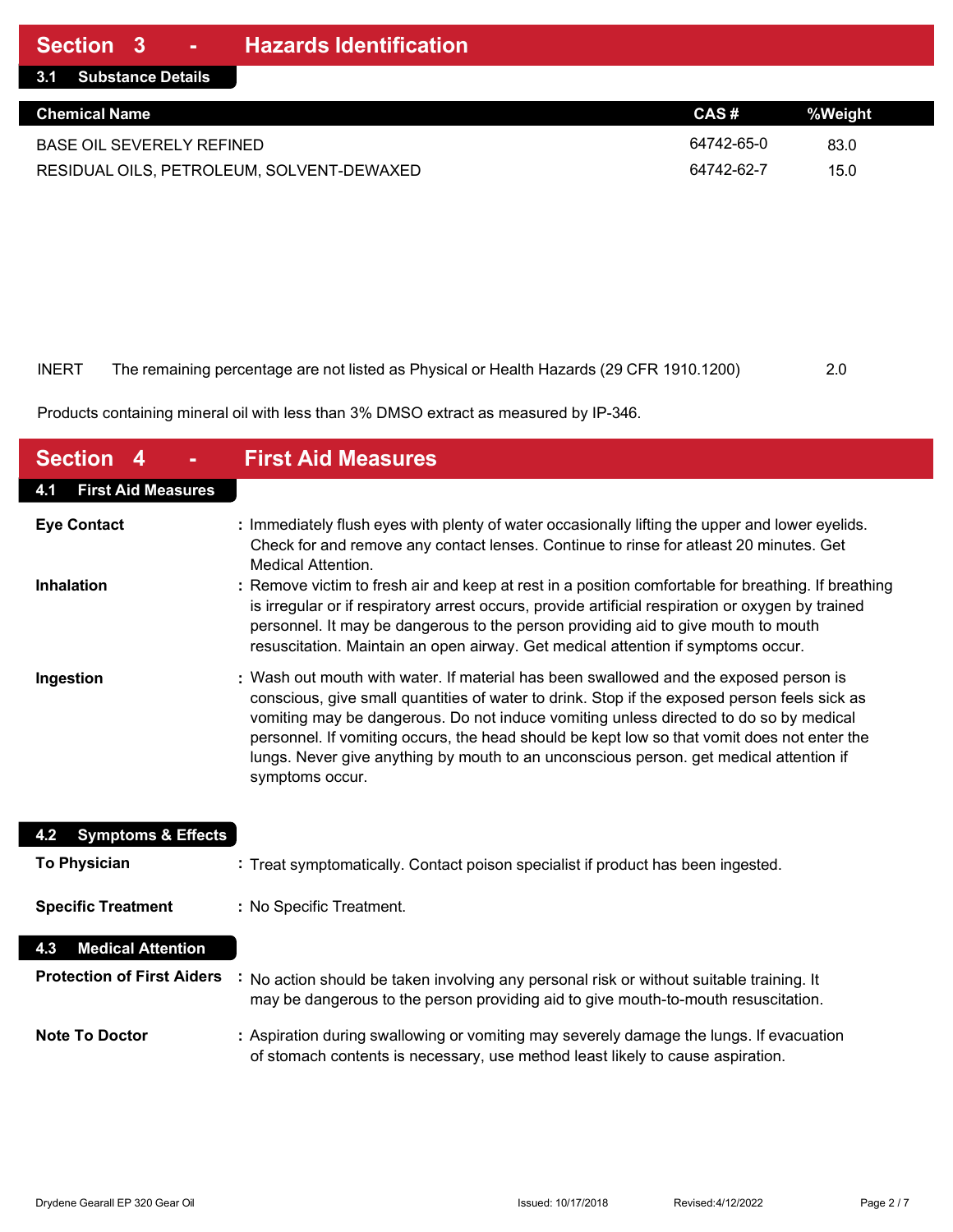## Section 3 - Hazards Identification

### 3.1 Substance Details

| Chemical Name | CAS # | %Weight |
|---|---|---|
| BASE OIL SEVERELY REFINED | 64742-65-0 | 83.0 |
| RESIDUAL OILS, PETROLEUM, SOLVENT-DEWAXED | 64742-62-7 | 15.0 |

INERT The remaining percentage are not listed as Physical or Health Hazards (29 CFR 1910.1200) 2.0

Products containing mineral oil with less than 3% DMSO extract as measured by IP-346.

## Section 4 - First Aid Measures

### 4.1 First Aid Measures

**Eye Contact** : Immediately flush eyes with plenty of water occasionally lifting the upper and lower eyelids. Check for and remove any contact lenses. Continue to rinse for atleast 20 minutes. Get Medical Attention.

**Inhalation** : Remove victim to fresh air and keep at rest in a position comfortable for breathing. If breathing is irregular or if respiratory arrest occurs, provide artificial respiration or oxygen by trained personnel. It may be dangerous to the person providing aid to give mouth to mouth resuscitation. Maintain an open airway. Get medical attention if symptoms occur.

**Ingestion** : Wash out mouth with water. If material has been swallowed and the exposed person is conscious, give small quantities of water to drink. Stop if the exposed person feels sick as vomiting may be dangerous. Do not induce vomiting unless directed to do so by medical personnel. If vomiting occurs, the head should be kept low so that vomit does not enter the lungs. Never give anything by mouth to an unconscious person. get medical attention if symptoms occur.

### 4.2 Symptoms & Effects

**To Physician** : Treat symptomatically. Contact poison specialist if product has been ingested.

**Specific Treatment** : No Specific Treatment.

### 4.3 Medical Attention

**Protection of First Aiders** : No action should be taken involving any personal risk or without suitable training. It may be dangerous to the person providing aid to give mouth-to-mouth resuscitation.

**Note To Doctor** : Aspiration during swallowing or vomiting may severely damage the lungs. If evacuation of stomach contents is necessary, use method least likely to cause aspiration.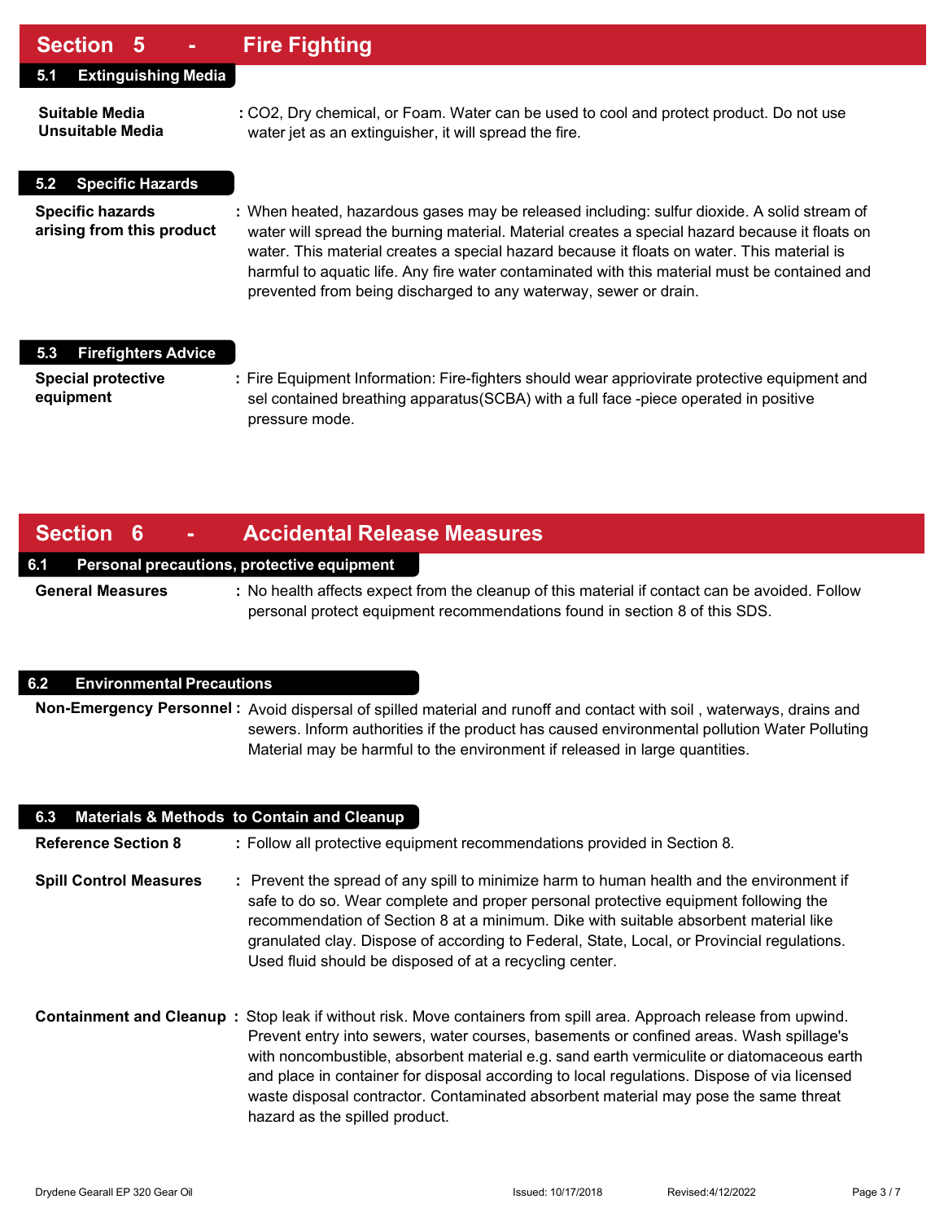## Section 5 - Fire Fighting

### 5.1 Extinguishing Media

**Suitable Media**
**Unsuitable Media** : $CO_2$, Dry chemical, or Foam. Water can be used to cool and protect product. Do not use water jet as an extinguisher, it will spread the fire.

### 5.2 Specific Hazards

**Specific hazards arising from this product** : When heated, hazardous gases may be released including: sulfur dioxide. A solid stream of water will spread the burning material. Material creates a special hazard because it floats on water. This material creates a special hazard because it floats on water. This material is harmful to aquatic life. Any fire water contaminated with this material must be contained and prevented from being discharged to any waterway, sewer or drain.

### 5.3 Firefighters Advice

**Special protective equipment** : Fire Equipment Information: Fire-fighters should wear appriovirate protective equipment and sel contained breathing apparatus(SCBA) with a full face -piece operated in positive pressure mode.

## Section 6 - Accidental Release Measures

### 6.1 Personal precautions, protective equipment

**General Measures** : No health affects expect from the cleanup of this material if contact can be avoided. Follow personal protect equipment recommendations found in section 8 of this SDS.

### 6.2 Environmental Precautions

**Non-Emergency Personnel** : Avoid dispersal of spilled material and runoff and contact with soil , waterways, drains and sewers. Inform authorities if the product has caused environmental pollution Water Polluting Material may be harmful to the environment if released in large quantities.

### 6.3 Materials & Methods to Contain and Cleanup

**Reference Section 8** : Follow all protective equipment recommendations provided in Section 8.

**Spill Control Measures** : Prevent the spread of any spill to minimize harm to human health and the environment if safe to do so. Wear complete and proper personal protective equipment following the recommendation of Section 8 at a minimum. Dike with suitable absorbent material like granulated clay. Dispose of according to Federal, State, Local, or Provincial regulations. Used fluid should be disposed of at a recycling center.

**Containment and Cleanup** : Stop leak if without risk. Move containers from spill area. Approach release from upwind. Prevent entry into sewers, water courses, basements or confined areas. Wash spillage's with noncombustible, absorbent material e.g. sand earth vermiculite or diatomaceous earth and place in container for disposal according to local regulations. Dispose of via licensed waste disposal contractor. Contaminated absorbent material may pose the same threat hazard as the spilled product.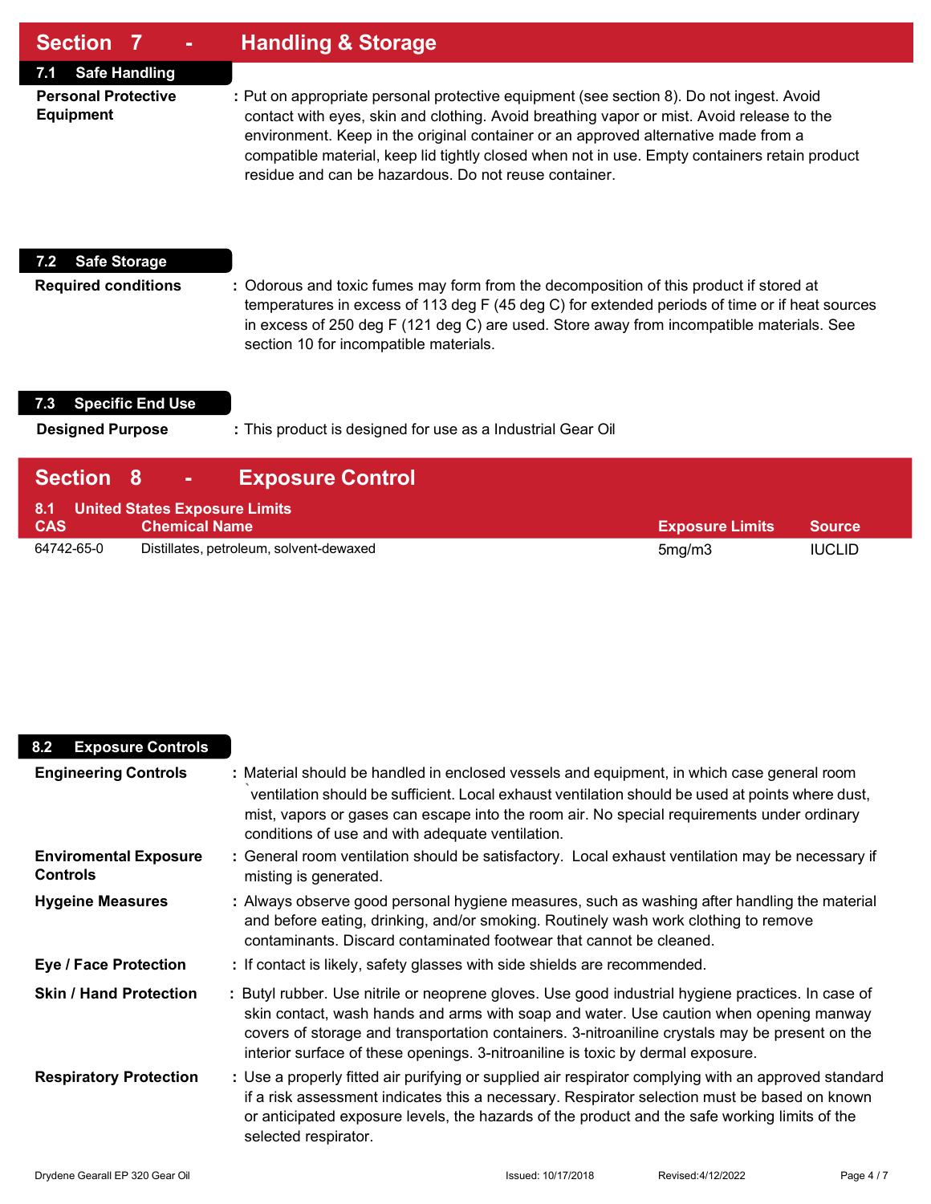## Section 7 - Handling & Storage

### 7.1 Safe Handling

**Personal Protective Equipment** : Put on appropriate personal protective equipment (see section 8). Do not ingest. Avoid contact with eyes, skin and clothing. Avoid breathing vapor or mist. Avoid release to the environment. Keep in the original container or an approved alternative made from a compatible material, keep lid tightly closed when not in use. Empty containers retain product residue and can be hazardous. Do not reuse container.

### 7.2 Safe Storage

**Required conditions** : Odorous and toxic fumes may form from the decomposition of this product if stored at temperatures in excess of 113 deg F (45 deg C) for extended periods of time or if heat sources in excess of 250 deg F (121 deg C) are used. Store away from incompatible materials. See section 10 for incompatible materials.

### 7.3 Specific End Use

**Designed Purpose** : This product is designed for use as a Industrial Gear Oil

## Section 8 - Exposure Control

### 8.1 United States Exposure Limits

| CAS | Chemical Name | Exposure Limits | Source |
|---|---|---|---|
| 64742-65-0 | Distillates, petroleum, solvent-dewaxed | 5mg/m3 | IUCLID |

### 8.2 Exposure Controls

**Engineering Controls** : Material should be handled in enclosed vessels and equipment, in which case general room `ventilation should be sufficient. Local exhaust ventilation should be used at points where dust, mist, vapors or gases can escape into the room air. No special requirements under ordinary conditions of use and with adequate ventilation.

**Enviromental Exposure Controls** : General room ventilation should be satisfactory. Local exhaust ventilation may be necessary if misting is generated.

**Hygeine Measures** : Always observe good personal hygiene measures, such as washing after handling the material and before eating, drinking, and/or smoking. Routinely wash work clothing to remove contaminants. Discard contaminated footwear that cannot be cleaned.

**Eye / Face Protection** : If contact is likely, safety glasses with side shields are recommended.

**Skin / Hand Protection** : Butyl rubber. Use nitrile or neoprene gloves. Use good industrial hygiene practices. In case of skin contact, wash hands and arms with soap and water. Use caution when opening manway covers of storage and transportation containers. 3-nitroaniline crystals may be present on the interior surface of these openings. 3-nitroaniline is toxic by dermal exposure.

**Respiratory Protection** : Use a properly fitted air purifying or supplied air respirator complying with an approved standard if a risk assessment indicates this a necessary. Respirator selection must be based on known or anticipated exposure levels, the hazards of the product and the safe working limits of the selected respirator.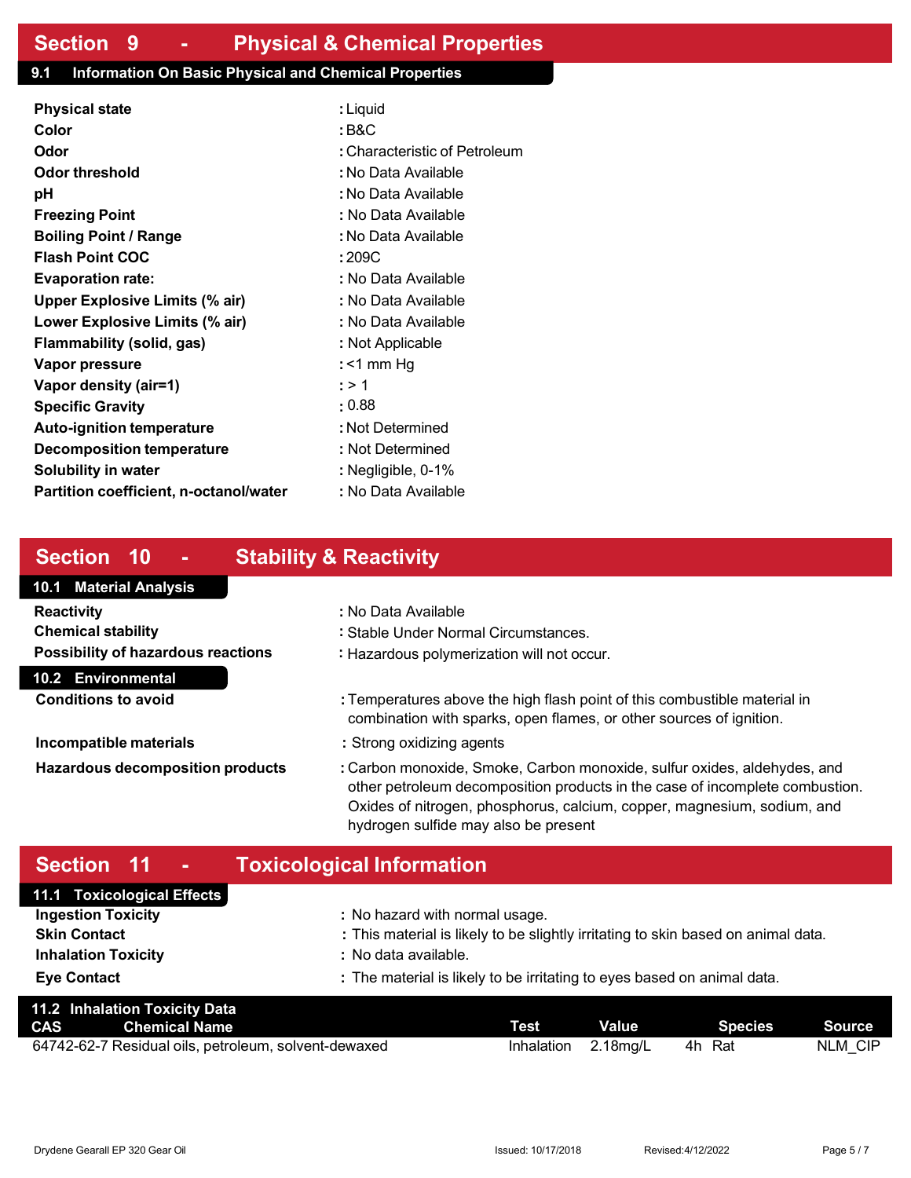## Section 9 - Physical & Chemical Properties

### 9.1 Information On Basic Physical and Chemical Properties

| | |
|---|---|
| **Physical state** | : Liquid |
| **Color** | : B&C |
| **Odor** | : Characteristic of Petroleum |
| **Odor threshold** | : No Data Available |
| **pH** | : No Data Available |
| **Freezing Point** | : No Data Available |
| **Boiling Point / Range** | : No Data Available |
| **Flash Point COC** | : 209C |
| **Evaporation rate:** | : No Data Available |
| **Upper Explosive Limits (% air)** | : No Data Available |
| **Lower Explosive Limits (% air)** | : No Data Available |
| **Flammability (solid, gas)** | : Not Applicable |
| **Vapor pressure** | : <1 mm Hg |
| **Vapor density (air=1)** | : > 1 |
| **Specific Gravity** | : 0.88 |
| **Auto-ignition temperature** | : Not Determined |
| **Decomposition temperature** | : Not Determined |
| **Solubility in water** | : Negligible, 0-1% |
| **Partition coefficient, n-octanol/water** | : No Data Available |

## Section 10 - Stability & Reactivity

### 10.1 Material Analysis

| | |
|---|---|
| **Reactivity** | : No Data Available |
| **Chemical stability** | : Stable Under Normal Circumstances. |
| **Possibility of hazardous reactions** | : Hazardous polymerization will not occur. |

### 10.2 Environmental

| | |
|---|---|
| **Conditions to avoid** | : Temperatures above the high flash point of this combustible material in combination with sparks, open flames, or other sources of ignition. |
| **Incompatible materials** | : Strong oxidizing agents |
| **Hazardous decomposition products** | : Carbon monoxide, Smoke, Carbon monoxide, sulfur oxides, aldehydes, and other petroleum decomposition products in the case of incomplete combustion. Oxides of nitrogen, phosphorus, calcium, copper, magnesium, sodium, and hydrogen sulfide may also be present |

## Section 11 - Toxicological Information

### 11.1 Toxicological Effects

| | |
|---|---|
| **Ingestion Toxicity** | : No hazard with normal usage. |
| **Skin Contact** | : This material is likely to be slightly irritating to skin based on animal data. |
| **Inhalation Toxicity** | : No data available. |
| **Eye Contact** | : The material is likely to be irritating to eyes based on animal data. |

### 11.2 Inhalation Toxicity Data

| CAS | Chemical Name | Test | Value | Species | Source |
|---|---|---|---|---|---|
| 64742-62-7 | Residual oils, petroleum, solvent-dewaxed | Inhalation | 2.18mg/L | 4h Rat | NLM_CIP |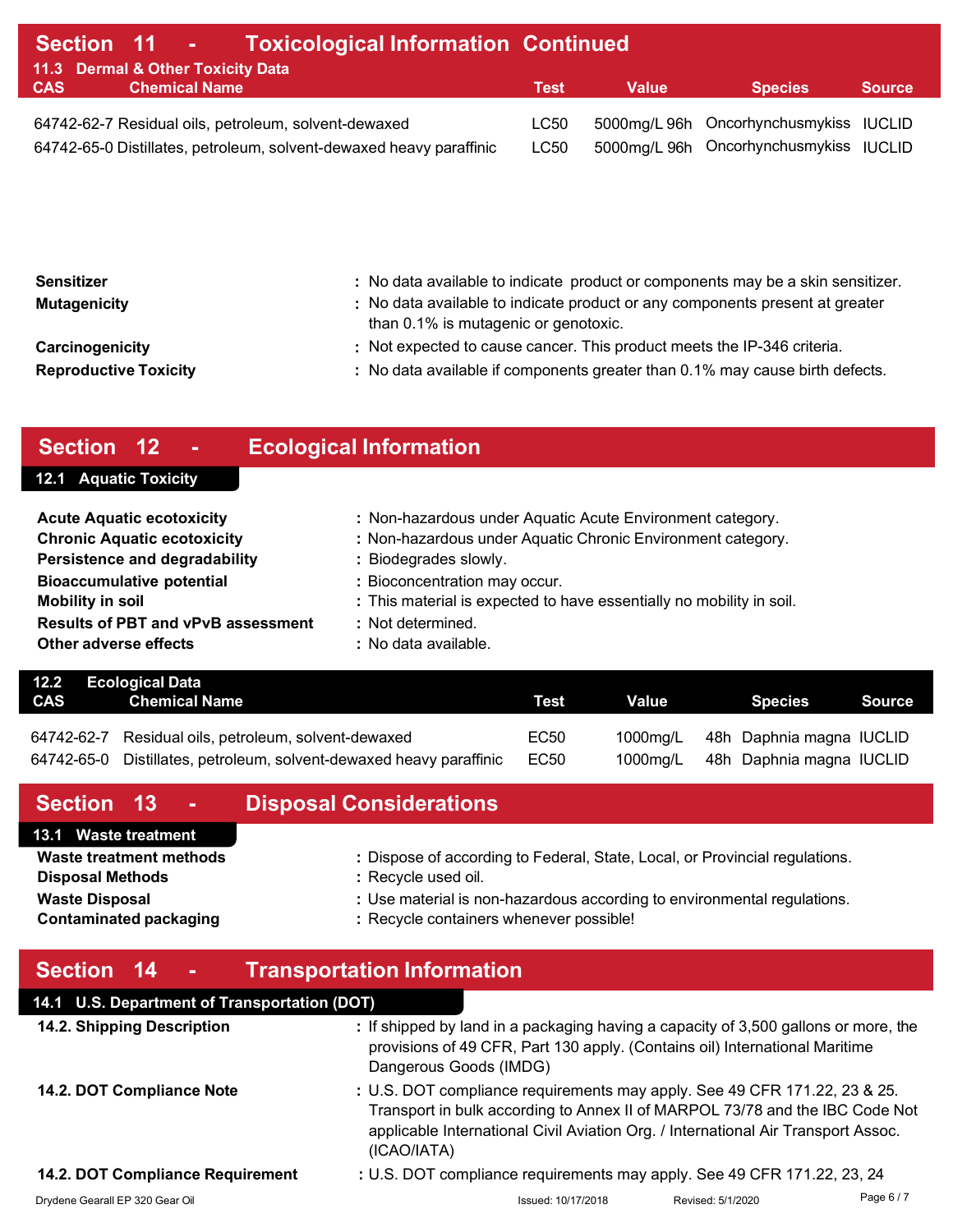## Section 11 - Toxicological Information Continued

### 11.3 Dermal & Other Toxicity Data

| CAS | Chemical Name | Test | Value | Species | Source |
|---|---|---|---|---|---|
| 64742-62-7 | Residual oils, petroleum, solvent-dewaxed | LC50 | 5000mg/L 96h | Oncorhynchusmykiss | IUCLID |
| 64742-65-0 | Distillates, petroleum, solvent-dewaxed heavy paraffinic | LC50 | 5000mg/L 96h | Oncorhynchusmykiss | IUCLID |

**Sensitizer** : No data available to indicate product or components may be a skin sensitizer.

**Mutagenicity** : No data available to indicate product or any components present at greater than 0.1% is mutagenic or genotoxic.

**Carcinogenicity** : Not expected to cause cancer. This product meets the IP-346 criteria.

**Reproductive Toxicity** : No data available if components greater than 0.1% may cause birth defects.

## Section 12 - Ecological Information

### 12.1 Aquatic Toxicity

**Acute Aquatic ecotoxicity** : Non-hazardous under Aquatic Acute Environment category.

**Chronic Aquatic ecotoxicity** : Non-hazardous under Aquatic Chronic Environment category.

**Persistence and degradability** : Biodegrades slowly.

**Bioaccumulative potential** : Bioconcentration may occur.

**Mobility in soil** : This material is expected to have essentially no mobility in soil.

**Results of PBT and vPvB assessment** : Not determined.

**Other adverse effects** : No data available.

### 12.2 Ecological Data

| CAS | Chemical Name | Test | Value | Species | Source |
|---|---|---|---|---|---|
| 64742-62-7 | Residual oils, petroleum, solvent-dewaxed | EC50 | 1000mg/L | 48h Daphnia magna | IUCLID |
| 64742-65-0 | Distillates, petroleum, solvent-dewaxed heavy paraffinic | EC50 | 1000mg/L | 48h Daphnia magna | IUCLID |

## Section 13 - Disposal Considerations

### 13.1 Waste treatment

**Waste treatment methods** : Dispose of according to Federal, State, Local, or Provincial regulations.

**Disposal Methods** : Recycle used oil.

**Waste Disposal** : Use material is non-hazardous according to environmental regulations.

**Contaminated packaging** : Recycle containers whenever possible!

## Section 14 - Transportation Information

### 14.1 U.S. Department of Transportation (DOT)

**14.2. Shipping Description** : If shipped by land in a packaging having a capacity of 3,500 gallons or more, the provisions of 49 CFR, Part 130 apply. (Contains oil) International Maritime Dangerous Goods (IMDG)

**14.2. DOT Compliance Note** : U.S. DOT compliance requirements may apply. See 49 CFR 171.22, 23 & 25. Transport in bulk according to Annex II of MARPOL 73/78 and the IBC Code Not applicable International Civil Aviation Org. / International Air Transport Assoc. (ICAO/IATA)

**14.2. DOT Compliance Requirement** : U.S. DOT compliance requirements may apply. See 49 CFR 171.22, 23, 24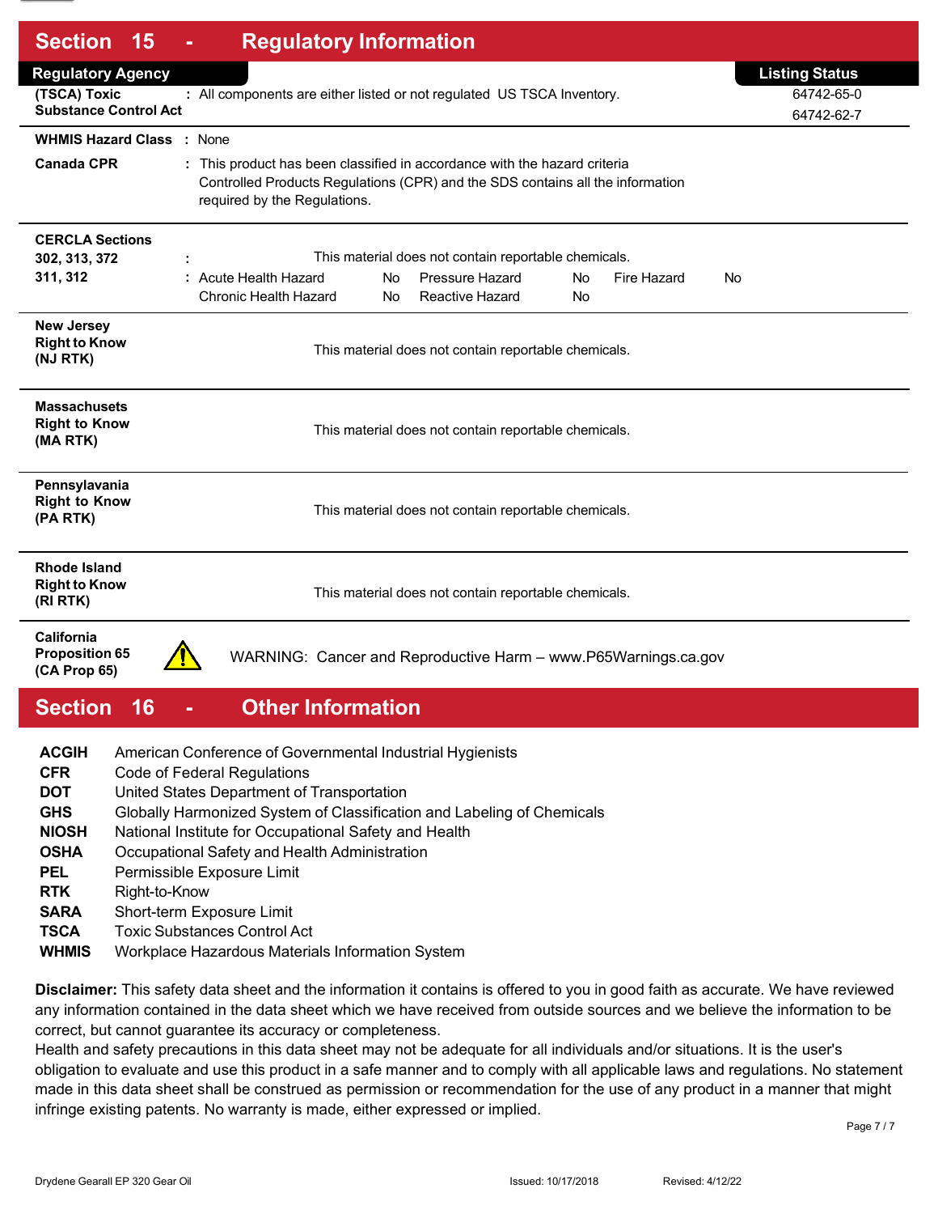## Section 15 - Regulatory Information

| Regulatory Agency | | Listing Status |
|---|---|---|
| (TSCA) Toxic Substance Control Act | : All components are either listed or not regulated US TSCA Inventory. | 64742-65-0<br>64742-62-7 |
| WHMIS Hazard Class | : None | |
| Canada CPR | : This product has been classified in accordance with the hazard criteria Controlled Products Regulations (CPR) and the SDS contains all the information required by the Regulations. | |

**CERCLA Sections**

**302, 313, 372** : This material does not contain reportable chemicals.

**311, 312** :

| | | | | | |
|---|---|---|---|---|---|
| Acute Health Hazard | No | Pressure Hazard | No | Fire Hazard | No |
| Chronic Health Hazard | No | Reactive Hazard | No | | |

**New Jersey Right to Know (NJ RTK)**

This material does not contain reportable chemicals.

**Massachusets Right to Know (MA RTK)**

This material does not contain reportable chemicals.

**Pennsylavania Right to Know (PA RTK)**

This material does not contain reportable chemicals.

**Rhode Island Right to Know (RI RTK)**

This material does not contain reportable chemicals.

**California Proposition 65 (CA Prop 65)**

WARNING: Cancer and Reproductive Harm – www.P65Warnings.ca.gov

## Section 16 - Other Information

| | |
|---|---|
| **ACGIH** | American Conference of Governmental Industrial Hygienists |
| **CFR** | Code of Federal Regulations |
| **DOT** | United States Department of Transportation |
| **GHS** | Globally Harmonized System of Classification and Labeling of Chemicals |
| **NIOSH** | National Institute for Occupational Safety and Health |
| **OSHA** | Occupational Safety and Health Administration |
| **PEL** | Permissible Exposure Limit |
| **RTK** | Right-to-Know |
| **SARA** | Short-term Exposure Limit |
| **TSCA** | Toxic Substances Control Act |
| **WHMIS** | Workplace Hazardous Materials Information System |

**Disclaimer:** This safety data sheet and the information it contains is offered to you in good faith as accurate. We have reviewed any information contained in the data sheet which we have received from outside sources and we believe the information to be correct, but cannot guarantee its accuracy or completeness.
Health and safety precautions in this data sheet may not be adequate for all individuals and/or situations. It is the user's obligation to evaluate and use this product in a safe manner and to comply with all applicable laws and regulations. No statement made in this data sheet shall be construed as permission or recommendation for the use of any product in a manner that might infringe existing patents. No warranty is made, either expressed or implied.

Drydene Gearall EP 320 Gear Oil Issued: 10/17/2018 Revised: 4/12/22